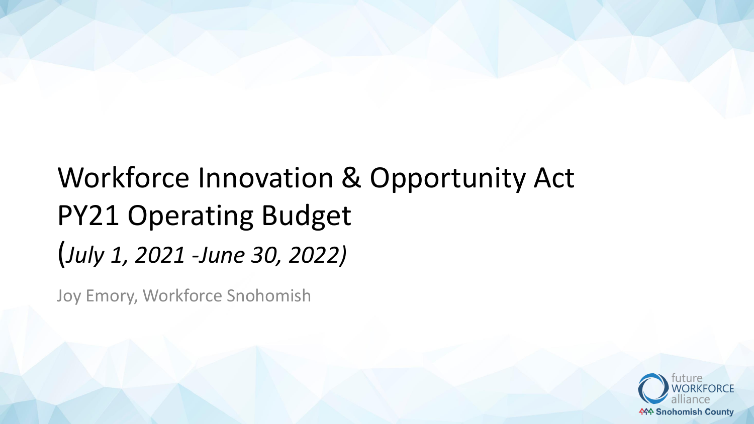# Workforce Innovation & Opportunity Act PY21 Operating Budget

(*July 1, 2021 -June 30, 2022)*

Joy Emory, Workforce Snohomish

future WORKFORCE alliance
Snohomish County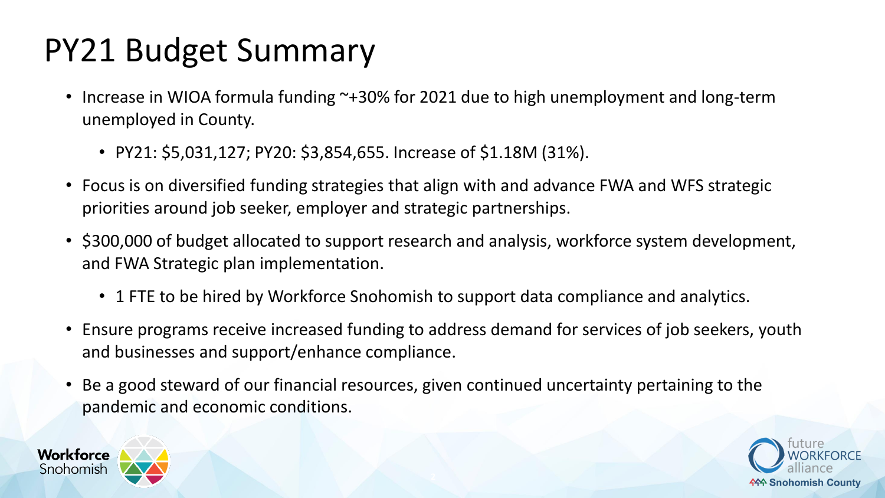# PY21 Budget Summary

- Increase in WIOA formula funding ~+30% for 2021 due to high unemployment and long-term unemployed in County.
  - PY21: $5,031,127; PY20: $3,854,655. Increase of $1.18M (31%).
- Focus is on diversified funding strategies that align with and advance FWA and WFS strategic priorities around job seeker, employer and strategic partnerships.
- $300,000 of budget allocated to support research and analysis, workforce system development, and FWA Strategic plan implementation.
  - 1 FTE to be hired by Workforce Snohomish to support data compliance and analytics.
- Ensure programs receive increased funding to address demand for services of job seekers, youth and businesses and support/enhance compliance.
- Be a good steward of our financial resources, given continued uncertainty pertaining to the pandemic and economic conditions.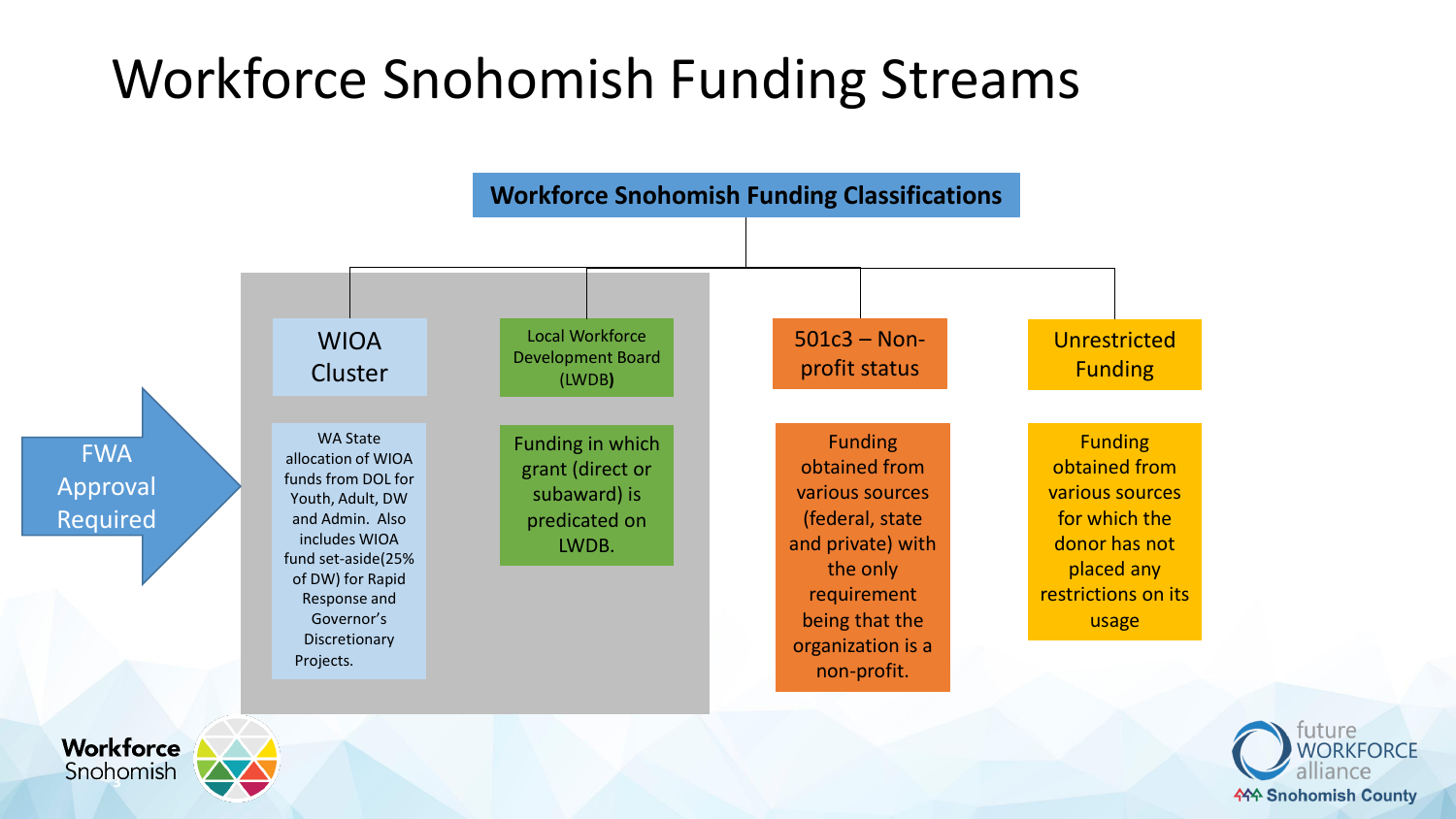# Workforce Snohomish Funding Streams

## Workforce Snohomish Funding Classifications

**FWA Approval Required** (applies to WIOA Cluster and Local Workforce Development Board (LWDB))

### WIOA Cluster

WA State allocation of WIOA funds from DOL for Youth, Adult, DW and Admin. Also includes WIOA fund set-aside(25% of DW) for Rapid Response and Governor's Discretionary Projects.

### Local Workforce Development Board (LWDB)

Funding in which grant (direct or subaward) is predicated on LWDB.

### 501c3 – Non-profit status

Funding obtained from various sources (federal, state and private) with the only requirement being that the organization is a non-profit.

### Unrestricted Funding

Funding obtained from various sources for which the donor has not placed any restrictions on its usage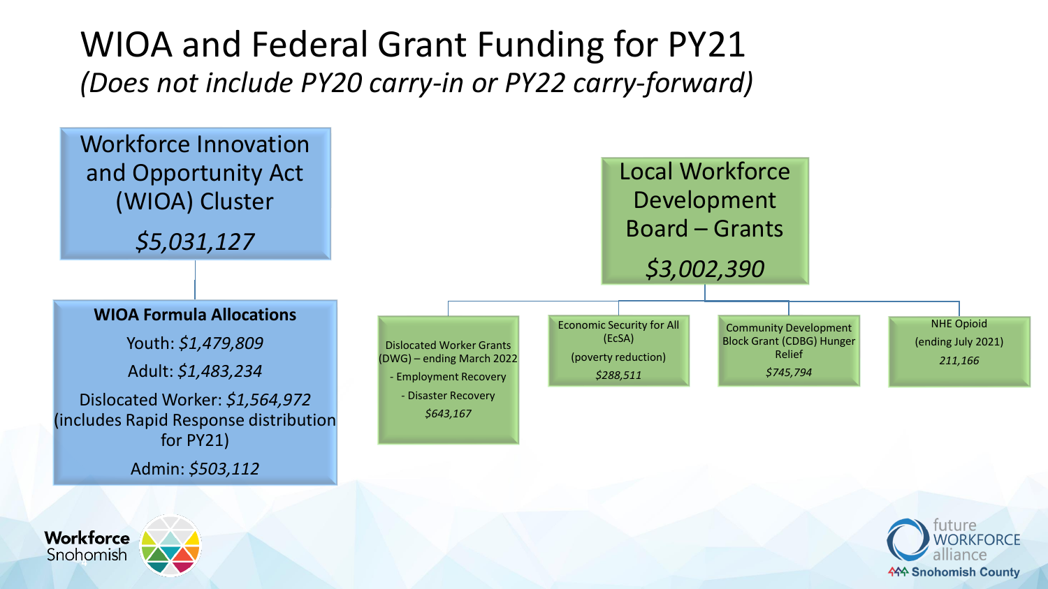# WIOA and Federal Grant Funding for PY21

*(Does not include PY20 carry-in or PY22 carry-forward)*

## Workforce Innovation and Opportunity Act (WIOA) Cluster

*$5,031,127*

### WIOA Formula Allocations

Youth: *$1,479,809*

Adult: *$1,483,234*

Dislocated Worker: *$1,564,972* (includes Rapid Response distribution for PY21)

Admin: *$503,112*

## Local Workforce Development Board – Grants

*$3,002,390*

- Dislocated Worker Grants (DWG) – ending March 2022
  - Employment Recovery
  - Disaster Recovery
  - *$643,167*
- Economic Security for All (EcSA) (poverty reduction)
  - *$288,511*
- Community Development Block Grant (CDBG) Hunger Relief
  - *$745,794*
- NHE Opioid (ending July 2021)
  - *211,166*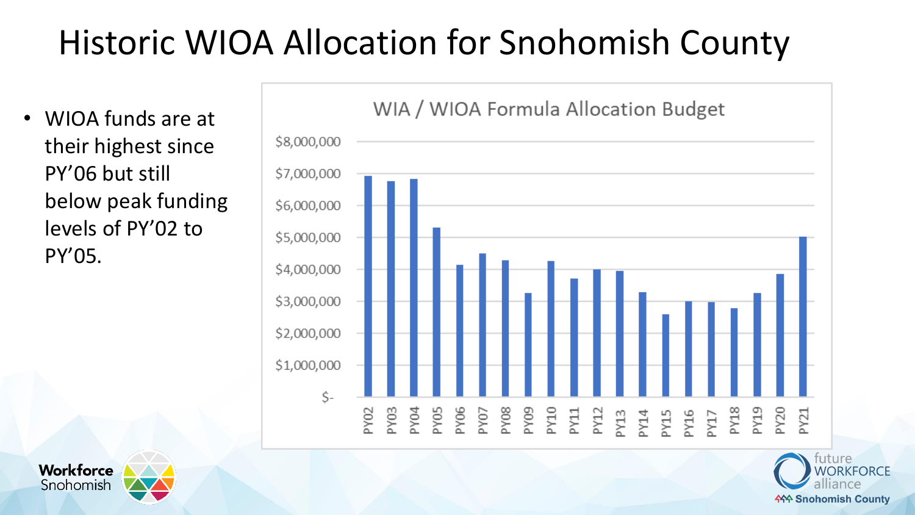# Historic WIOA Allocation for Snohomish County

- WIOA funds are at their highest since PY'06 but still below peak funding levels of PY'02 to PY'05.

WIA / WIOA Formula Allocation Budget

Workforce Snohomish

future WORKFORCE alliance Snohomish County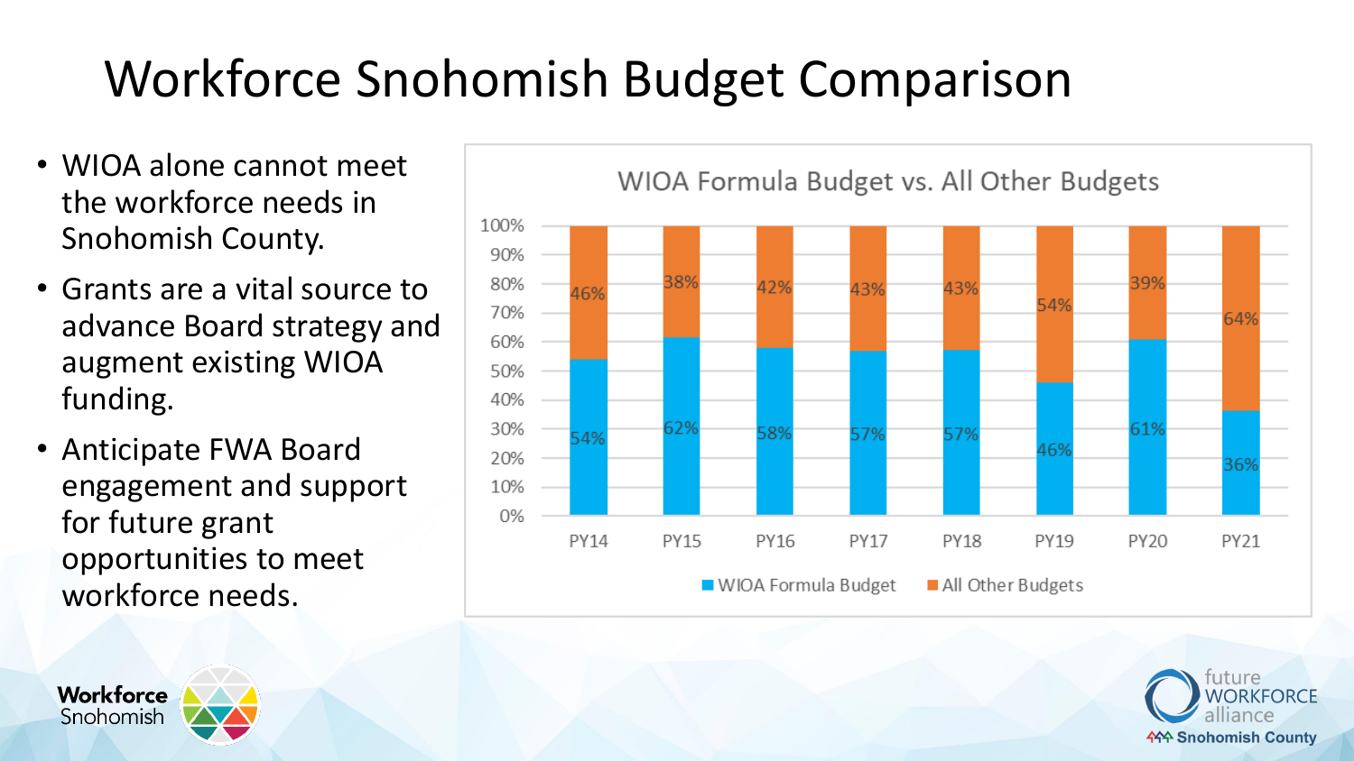# Workforce Snohomish Budget Comparison

- WIOA alone cannot meet the workforce needs in Snohomish County.
- Grants are a vital source to advance Board strategy and augment existing WIOA funding.
- Anticipate FWA Board engagement and support for future grant opportunities to meet workforce needs.

**WIOA Formula Budget vs. All Other Budgets**

| | PY14 | PY15 | PY16 | PY17 | PY18 | PY19 | PY20 | PY21 |
|---|---|---|---|---|---|---|---|---|
| WIOA Formula Budget | 54% | 62% | 58% | 57% | 57% | 46% | 61% | 36% |
| All Other Budgets | 46% | 38% | 42% | 43% | 43% | 54% | 39% | 64% |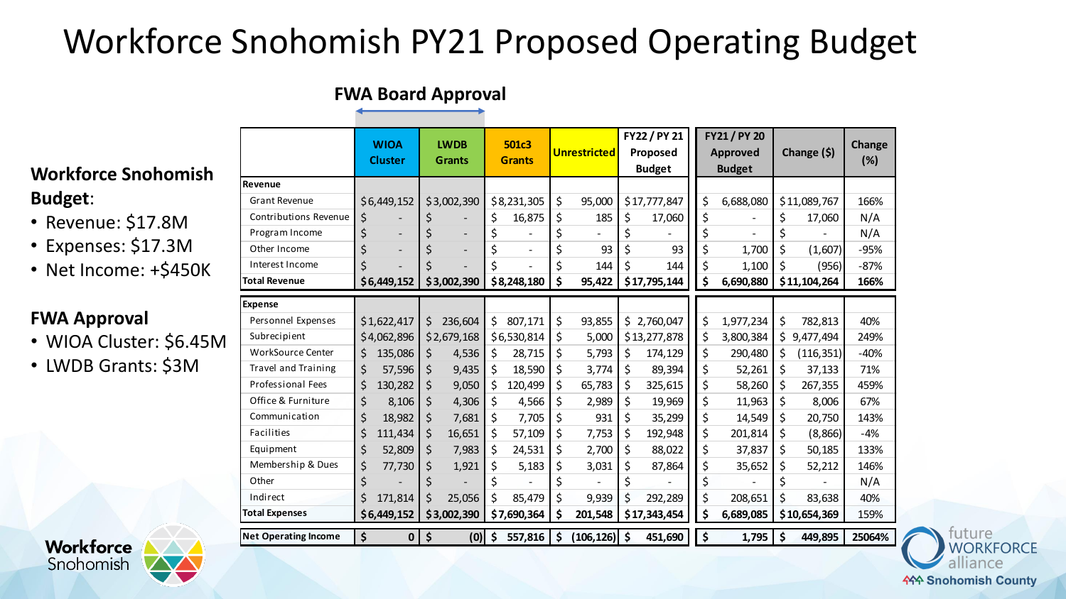# Workforce Snohomish PY21 Proposed Operating Budget

**Workforce Snohomish Budget**:

- Revenue: $17.8M
- Expenses: $17.3M
- Net Income: +$450K

**FWA Approval**

- WIOA Cluster: $6.45M
- LWDB Grants: $3M

**FWA Board Approval**

| | WIOA Cluster | LWDB Grants | 501c3 Grants | Unrestricted | FY22 / PY 21 Proposed Budget | FY21 / PY 20 Approved Budget | Change ($) | Change (%) |
|---|---|---|---|---|---|---|---|---|
| **Revenue** | | | | | | | | |
| Grant Revenue | $6,449,152 | $3,002,390 | $8,231,305 | $ 95,000 | $17,777,847 | $ 6,688,080 | $11,089,767 | 166% |
| Contributions Revenue | $ - | $ - | $ 16,875 | $ 185 | $ 17,060 | $ - | $ 17,060 | N/A |
| Program Income | $ - | $ - | $ - | $ - | $ - | $ - | $ - | N/A |
| Other Income | $ - | $ - | $ - | $ 93 | $ 93 | $ 1,700 | $ (1,607) | -95% |
| Interest Income | $ - | $ - | $ - | $ 144 | $ 144 | $ 1,100 | $ (956) | -87% |
| **Total Revenue** | **$6,449,152** | **$3,002,390** | **$8,248,180** | **$ 95,422** | **$17,795,144** | **$ 6,690,880** | **$11,104,264** | **166%** |
| **Expense** | | | | | | | | |
| Personnel Expenses | $1,622,417 | $ 236,604 | $ 807,171 | $ 93,855 | $ 2,760,047 | $ 1,977,234 | $ 782,813 | 40% |
| Subrecipient | $4,062,896 | $2,679,168 | $6,530,814 | $ 5,000 | $13,277,878 | $ 3,800,384 | $ 9,477,494 | 249% |
| WorkSource Center | $ 135,086 | $ 4,536 | $ 28,715 | $ 5,793 | $ 174,129 | $ 290,480 | $ (116,351) | -40% |
| Travel and Training | $ 57,596 | $ 9,435 | $ 18,590 | $ 3,774 | $ 89,394 | $ 52,261 | $ 37,133 | 71% |
| Professional Fees | $ 130,282 | $ 9,050 | $ 120,499 | $ 65,783 | $ 325,615 | $ 58,260 | $ 267,355 | 459% |
| Office & Furniture | $ 8,106 | $ 4,306 | $ 4,566 | $ 2,989 | $ 19,969 | $ 11,963 | $ 8,006 | 67% |
| Communication | $ 18,982 | $ 7,681 | $ 7,705 | $ 931 | $ 35,299 | $ 14,549 | $ 20,750 | 143% |
| Facilities | $ 111,434 | $ 16,651 | $ 57,109 | $ 7,753 | $ 192,948 | $ 201,814 | $ (8,866) | -4% |
| Equipment | $ 52,809 | $ 7,983 | $ 24,531 | $ 2,700 | $ 88,022 | $ 37,837 | $ 50,185 | 133% |
| Membership & Dues | $ 77,730 | $ 1,921 | $ 5,183 | $ 3,031 | $ 87,864 | $ 35,652 | $ 52,212 | 146% |
| Other | $ - | $ - | $ - | $ - | $ - | $ - | $ - | N/A |
| Indirect | $ 171,814 | $ 25,056 | $ 85,479 | $ 9,939 | $ 292,289 | $ 208,651 | $ 83,638 | 40% |
| **Total Expenses** | **$6,449,152** | **$3,002,390** | **$7,690,364** | **$ 201,548** | **$17,343,454** | **$ 6,689,085** | **$10,654,369** | **159%** |
| **Net Operating Income** | **$ 0** | **$ (0)** | **$ 557,816** | **$ (106,126)** | **$ 451,690** | **$ 1,795** | **$ 449,895** | **25064%** |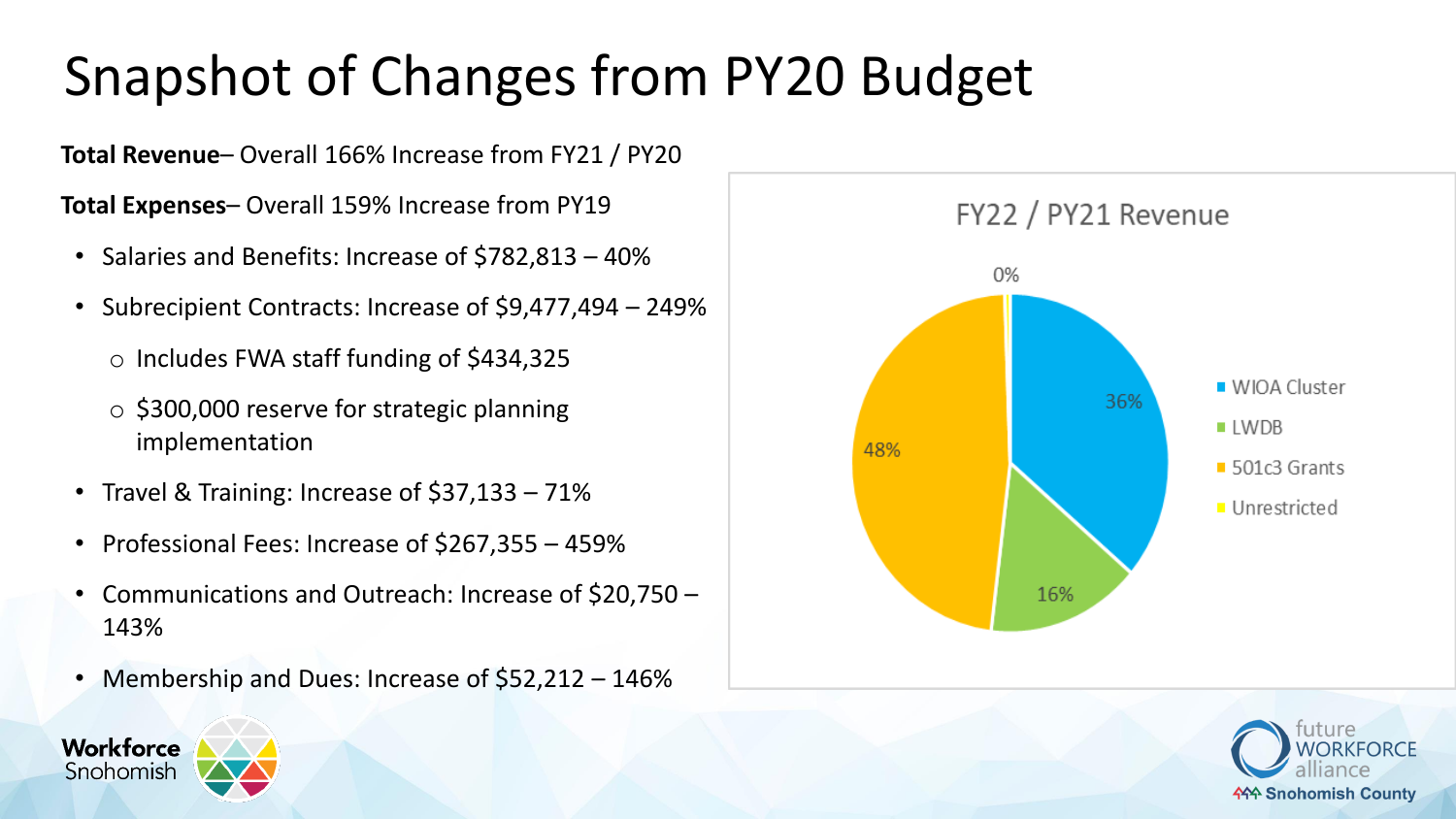# Snapshot of Changes from PY20 Budget

**Total Revenue**– Overall 166% Increase from FY21 / PY20

**Total Expenses**– Overall 159% Increase from PY19

- Salaries and Benefits: Increase of $782,813 – 40%
- Subrecipient Contracts: Increase of $9,477,494 – 249%
  - Includes FWA staff funding of $434,325
  - $300,000 reserve for strategic planning implementation
- Travel & Training: Increase of $37,133 – 71%
- Professional Fees: Increase of $267,355 – 459%
- Communications and Outreach: Increase of $20,750 – 143%
- Membership and Dues: Increase of $52,212 – 146%

**FY22 / PY21 Revenue**

| Category | Share |
| --- | --- |
| WIOA Cluster | 36% |
| LWDB | 16% |
| 501c3 Grants | 48% |
| Unrestricted | 0% |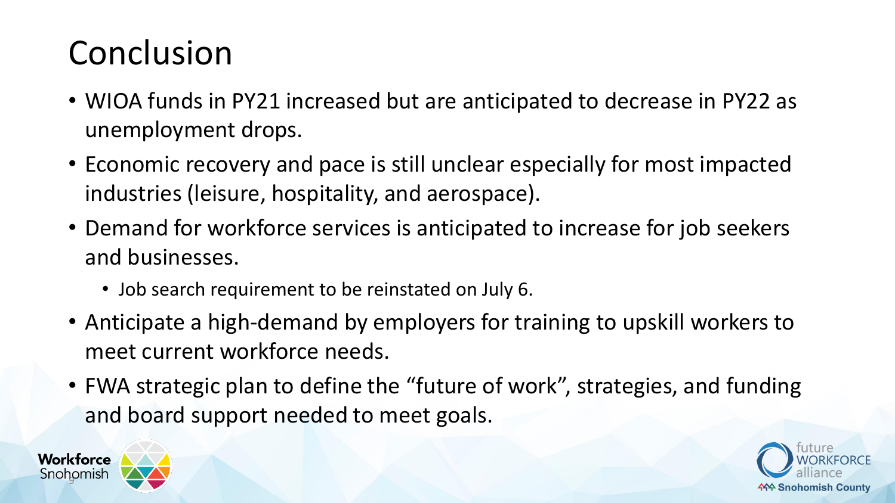# Conclusion

- WIOA funds in PY21 increased but are anticipated to decrease in PY22 as unemployment drops.
- Economic recovery and pace is still unclear especially for most impacted industries (leisure, hospitality, and aerospace).
- Demand for workforce services is anticipated to increase for job seekers and businesses.
  - Job search requirement to be reinstated on July 6.
- Anticipate a high-demand by employers for training to upskill workers to meet current workforce needs.
- FWA strategic plan to define the "future of work", strategies, and funding and board support needed to meet goals.